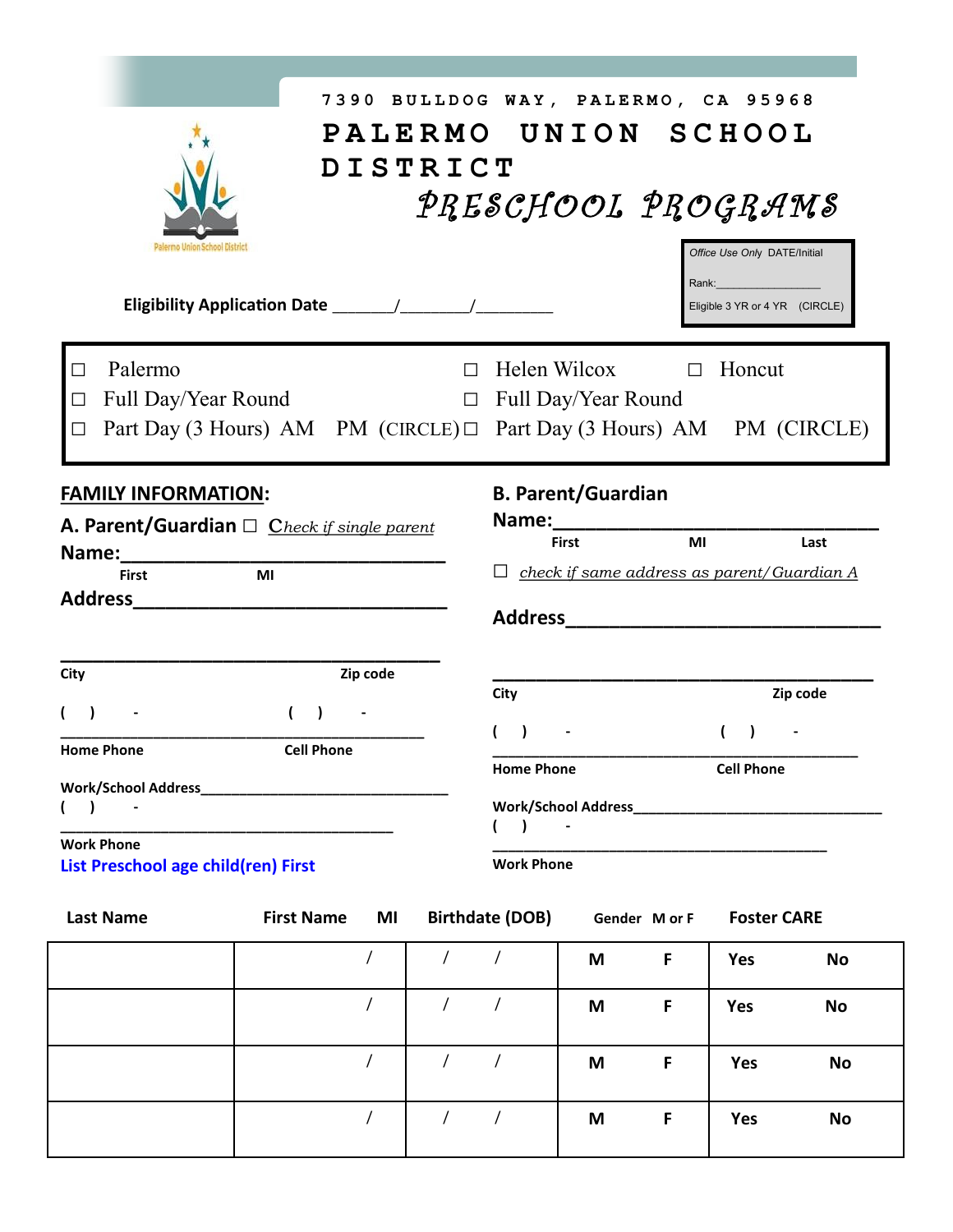7390 BULLDOG WAY, PALERMO, CA 95968

# PALERMO UNION SCHOOL DISTRICT

## PRESCHOOL PROGRAMS

Palermo Union School District

**Eligibility Application Date** _______/________/_________

*Office Use Only* DATE/Initial

Rank:_________________

Eligible 3 YR or 4 YR (CIRCLE)

| | |
|---|---|
| ☐ Palermo | ☐ Helen Wilcox ☐ Honcut |
| ☐ Full Day/Year Round | ☐ Full Day/Year Round |
| ☐ Part Day (3 Hours) AM PM (CIRCLE) | ☐ Part Day (3 Hours) AM PM (CIRCLE) |

**FAMILY INFORMATION:**

**A. Parent/Guardian** ☐ *Check if single parent*

**Name:**________________________________

First MI

**Address**________________________________

________________________________________

City Zip code

( ) - ( ) -

________________________________________

Home Phone Cell Phone

**Work/School Address**________________________________

( ) -

________________________________________

Work Phone

**B. Parent/Guardian**

**Name:**________________________________

First MI Last

☐ *check if same address as parent/Guardian A*

**Address**________________________________

________________________________________

City Zip code

( ) - ( ) -

________________________________________

Home Phone Cell Phone

**Work/School Address**________________________________

( ) -

________________________________________

Work Phone

**List Preschool age child(ren) First**

| Last Name | First Name MI | Birthdate (DOB) | Gender M or F | Foster CARE |
|---|---|---|---|---|
| | / | / / | M F | Yes No |
| | / | / / | M F | Yes No |
| | / | / / | M F | Yes No |
| | / | / / | M F | Yes No |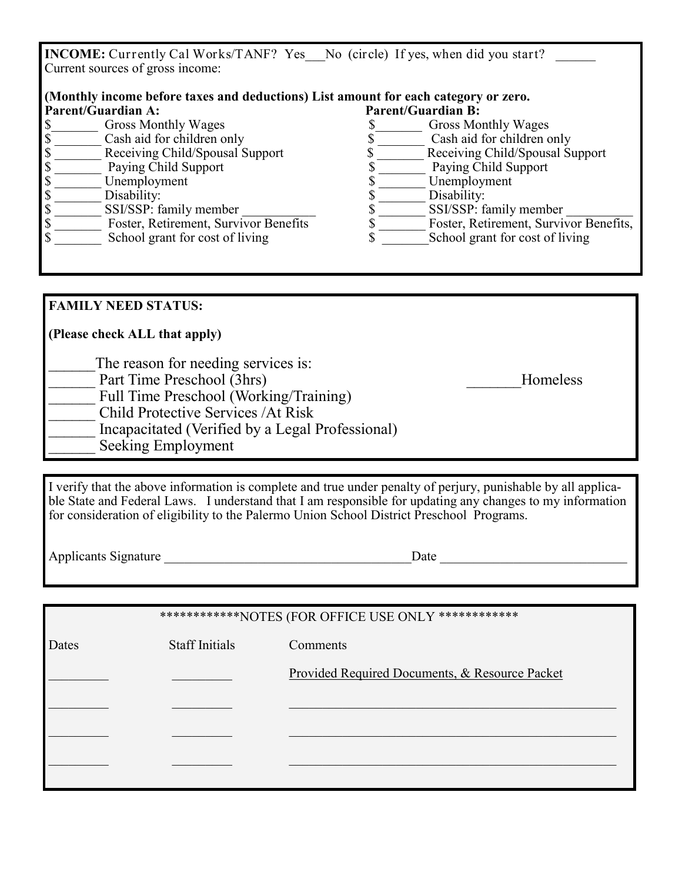**INCOME:** Currently Cal Works/TANF? Yes___No (circle) If yes, when did you start? ______
Current sources of gross income:

**(Monthly income before taxes and deductions) List amount for each category or zero.**

| **Parent/Guardian A:** | **Parent/Guardian B:** |
|---|---|
| $_______ Gross Monthly Wages | $_______ Gross Monthly Wages |
| $_______ Cash aid for children only | $_______ Cash aid for children only |
| $_______ Receiving Child/Spousal Support | $_______ Receiving Child/Spousal Support |
| $_______ Paying Child Support | $_______ Paying Child Support |
| $_______ Unemployment | $_______ Unemployment |
| $_______ Disability: | $_______ Disability: |
| $_______ SSI/SSP: family member ___________ | $_______ SSI/SSP: family member __________ |
| $_______ Foster, Retirement, Survivor Benefits | $_______ Foster, Retirement, Survivor Benefits, |
| $_______ School grant for cost of living | $_______ School grant for cost of living |

**FAMILY NEED STATUS:**

**(Please check ALL that apply)**

______The reason for needing services is:
______ Part Time Preschool (3hrs)
______ Full Time Preschool (Working/Training)
______ Child Protective Services /At Risk
______ Incapacitated (Verified by a Legal Professional)
______ Seeking Employment

_______Homeless

I verify that the above information is complete and true under penalty of perjury, punishable by all applicable State and Federal Laws. I understand that I am responsible for updating any changes to my information for consideration of eligibility to the Palermo Union School District Preschool Programs.

Applicants Signature _____________________________________Date ___________________________

************NOTES (FOR OFFICE USE ONLY ************

| Dates | Staff Initials | Comments |
|---|---|---|
| _________ | _________ | Provided Required Documents, & Resource Packet |
| _________ | _________ | _________________________________________________ |
| _________ | _________ | _________________________________________________ |
| _________ | _________ | _________________________________________________ |